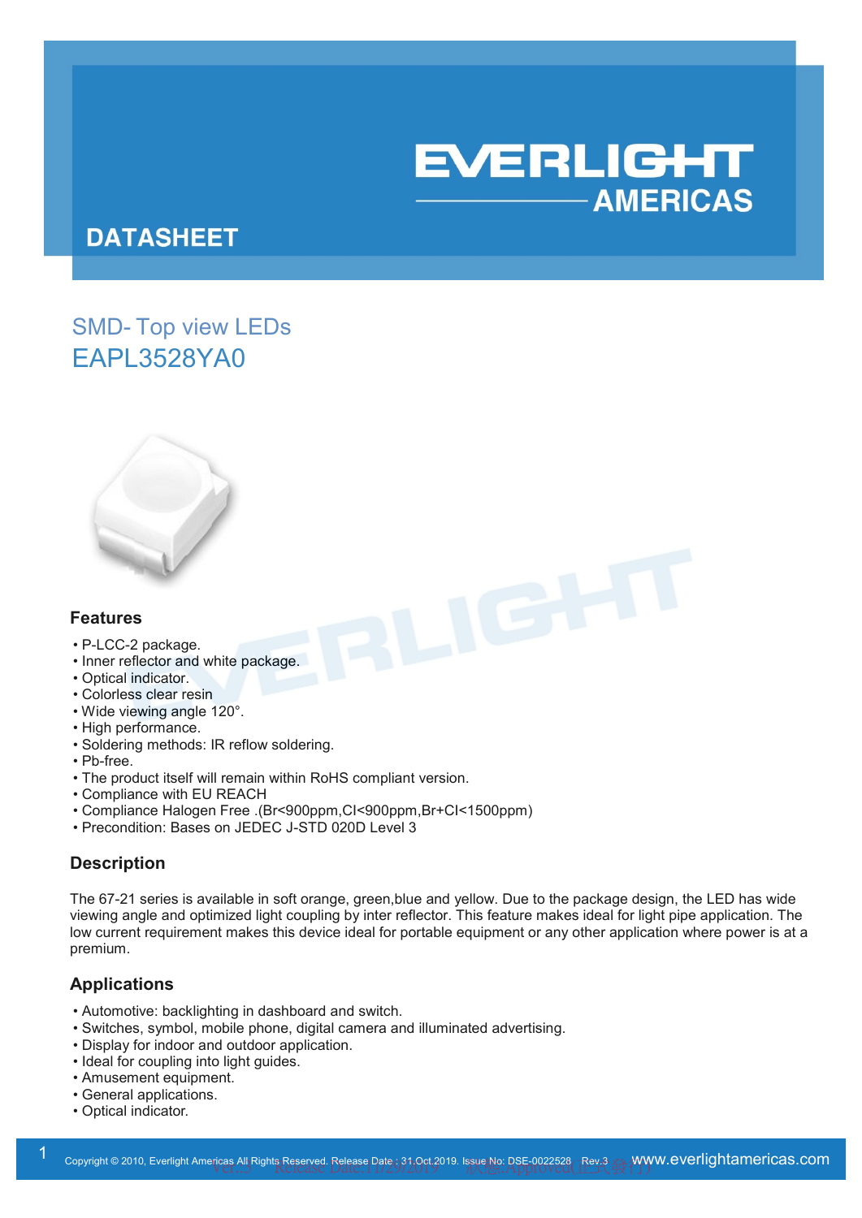# DATASHEET

## SMD- Top view LEDs
## EAPL3528YA0

### Features

- P-LCC-2 package.
- Inner reflector and white package.
- Optical indicator.
- Colorless clear resin
- Wide viewing angle 120°.
- High performance.
- Soldering methods: IR reflow soldering.
- Pb-free.
- The product itself will remain within RoHS compliant version.
- Compliance with EU REACH
- Compliance Halogen Free .(Br<900ppm,Cl<900ppm,Br+Cl<1500ppm)
- Precondition: Bases on JEDEC J-STD 020D Level 3

### Description

The 67-21 series is available in soft orange, green,blue and yellow. Due to the package design, the LED has wide viewing angle and optimized light coupling by inter reflector. This feature makes ideal for light pipe application. The low current requirement makes this device ideal for portable equipment or any other application where power is at a premium.

### Applications

- Automotive: backlighting in dashboard and switch.
- Switches, symbol, mobile phone, digital camera and illuminated advertising.
- Display for indoor and outdoor application.
- Ideal for coupling into light guides.
- Amusement equipment.
- General applications.
- Optical indicator.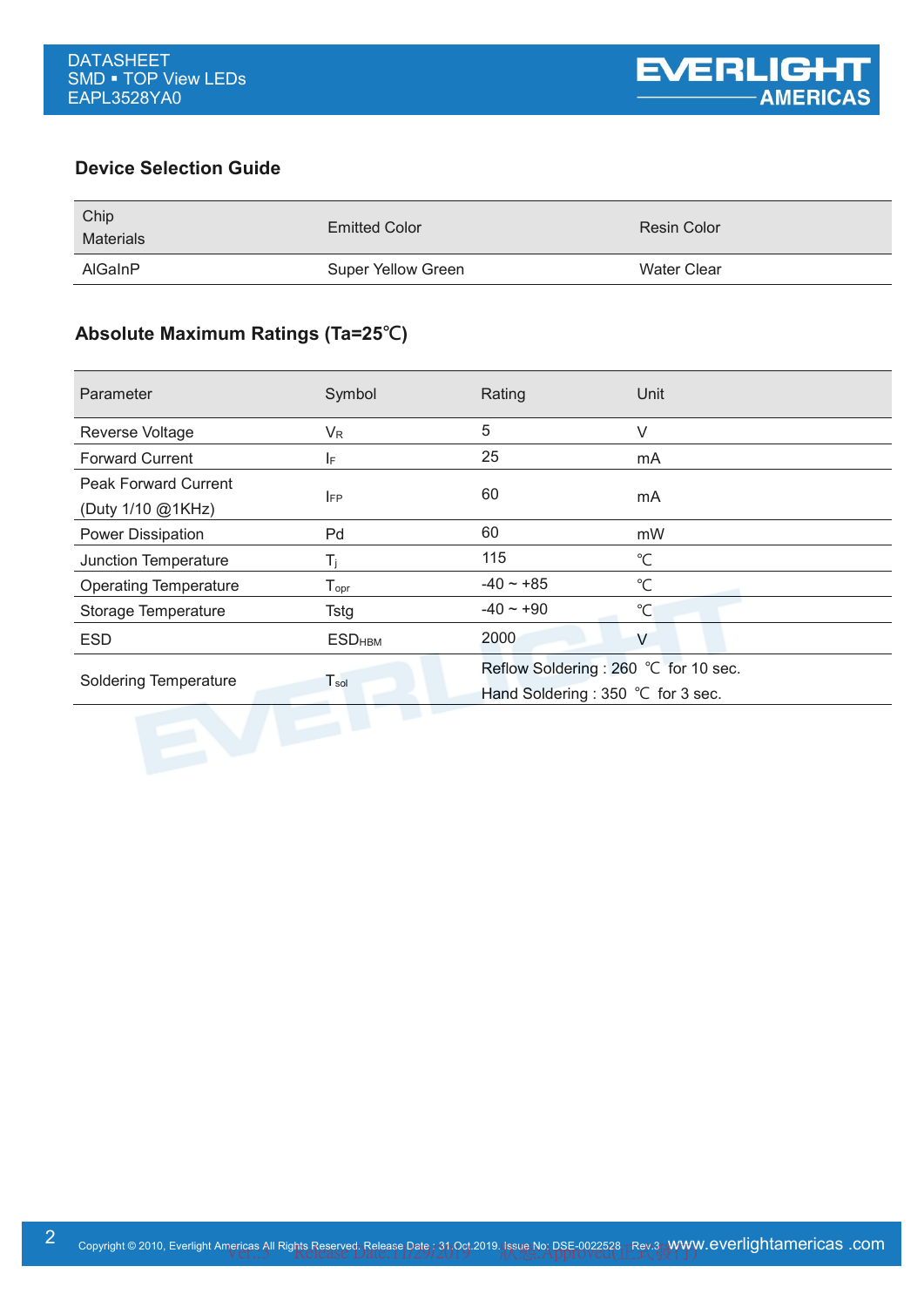## Device Selection Guide

| Chip Materials | Emitted Color | Resin Color |
|---|---|---|
| AlGaInP | Super Yellow Green | Water Clear |

## Absolute Maximum Ratings (Ta=25℃)

| Parameter | Symbol | Rating | Unit |
|---|---|---|---|
| Reverse Voltage | $V_R$ | 5 | V |
| Forward Current | $I_F$ | 25 | mA |
| Peak Forward Current (Duty 1/10 @1KHz) | $I_{FP}$ | 60 | mA |
| Power Dissipation | Pd | 60 | mW |
| Junction Temperature | $T_j$ | 115 | ℃ |
| Operating Temperature | $T_{opr}$ | -40 ~ +85 | ℃ |
| Storage Temperature | Tstg | -40 ~ +90 | ℃ |
| ESD | $ESD_{HBM}$ | 2000 | V |
| Soldering Temperature | $T_{sol}$ | Reflow Soldering : 260 ℃ for 10 sec.<br>Hand Soldering : 350 ℃ for 3 sec. | |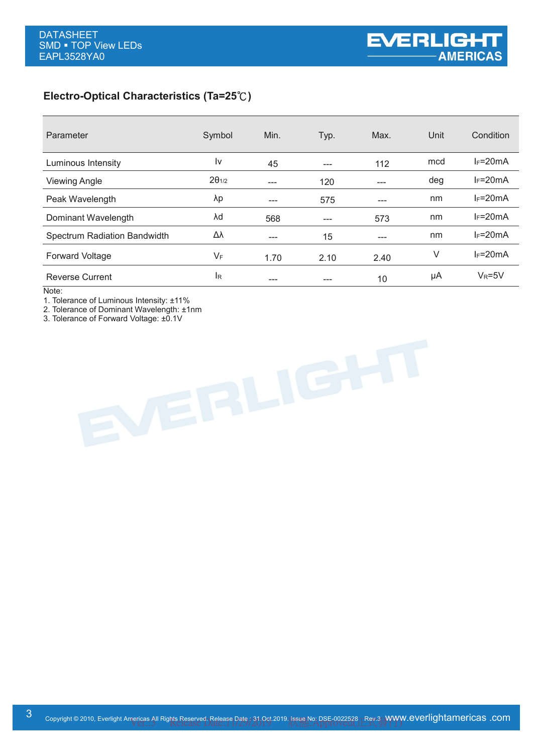## Electro-Optical Characteristics (Ta=25℃)

| Parameter | Symbol | Min. | Typ. | Max. | Unit | Condition |
|---|---|---|---|---|---|---|
| Luminous Intensity | Iv | 45 | --- | 112 | mcd | $I_F$=20mA |
| Viewing Angle | $2\theta_{1/2}$ | --- | 120 | --- | deg | $I_F$=20mA |
| Peak Wavelength | λp | --- | 575 | --- | nm | $I_F$=20mA |
| Dominant Wavelength | λd | 568 | --- | 573 | nm | $I_F$=20mA |
| Spectrum Radiation Bandwidth | Δλ | --- | 15 | --- | nm | $I_F$=20mA |
| Forward Voltage | $V_F$ | 1.70 | 2.10 | 2.40 | V | $I_F$=20mA |
| Reverse Current | $I_R$ | --- | --- | 10 | μA | $V_R$=5V |

Note:
1. Tolerance of Luminous Intensity: ±11%
2. Tolerance of Dominant Wavelength: ±1nm
3. Tolerance of Forward Voltage: ±0.1V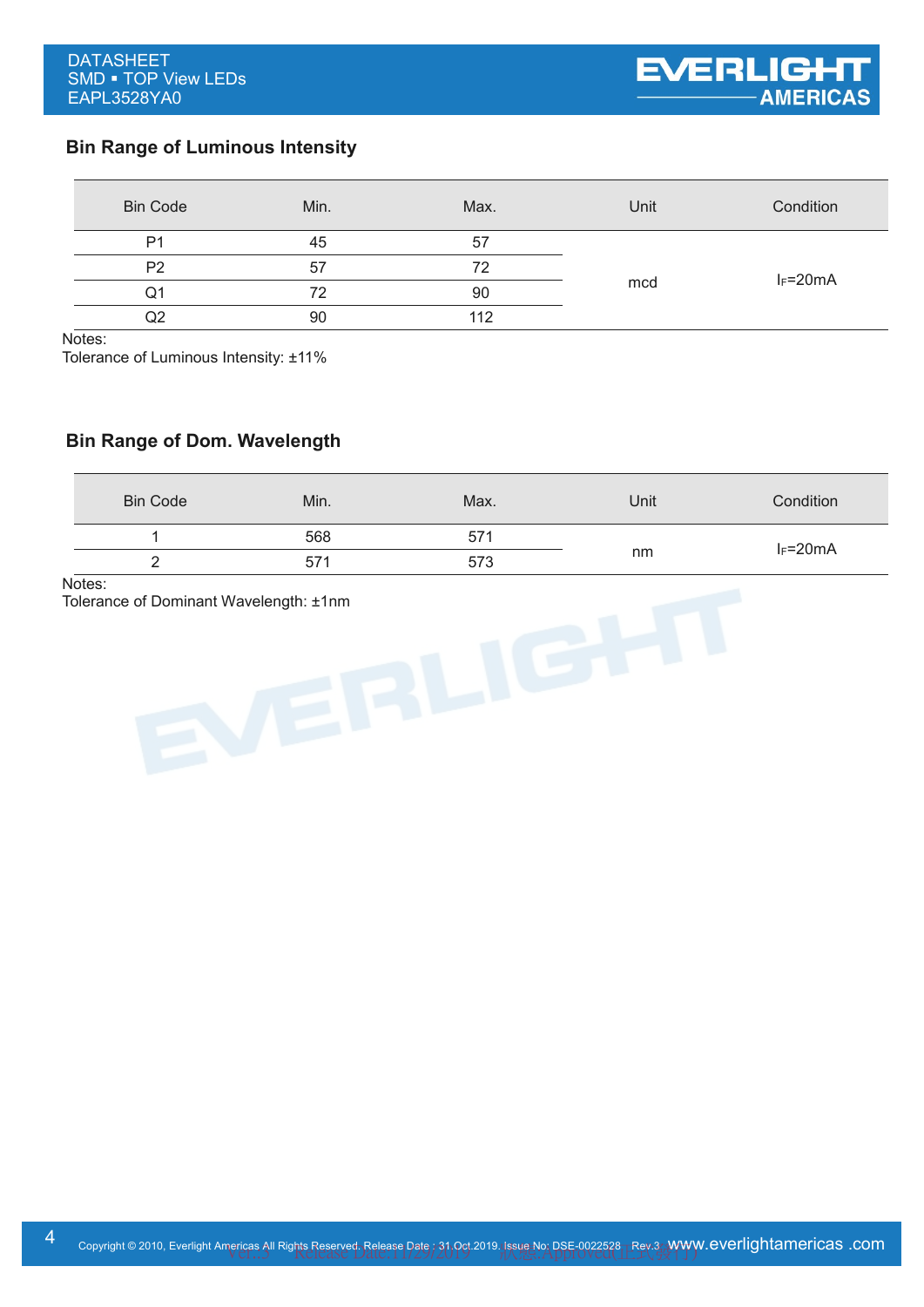## Bin Range of Luminous Intensity

| Bin Code | Min. | Max. | Unit | Condition |
|---|---|---|---|---|
| P1 | 45 | 57 | mcd | $I_F$=20mA |
| P2 | 57 | 72 | | |
| Q1 | 72 | 90 | | |
| Q2 | 90 | 112 | | |

Notes:
Tolerance of Luminous Intensity: ±11%

## Bin Range of Dom. Wavelength

| Bin Code | Min. | Max. | Unit | Condition |
|---|---|---|---|---|
| 1 | 568 | 571 | nm | $I_F$=20mA |
| 2 | 571 | 573 | | |

Notes:
Tolerance of Dominant Wavelength: ±1nm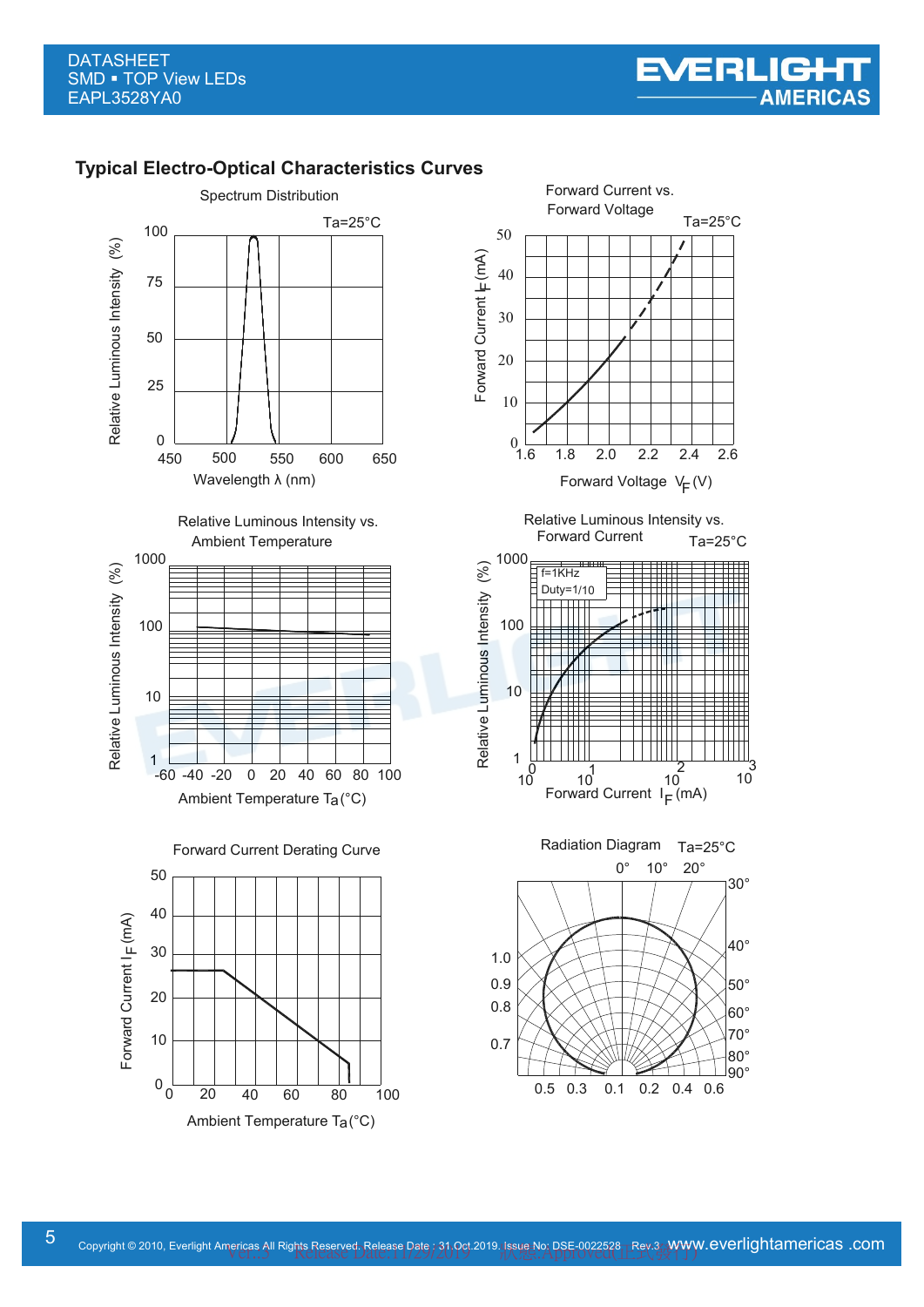## Typical Electro-Optical Characteristics Curves

Spectrum Distribution

Ta=25°C

Relative Luminous Intensity (%)

100
75
50
25
0

450 500 550 600 650

Wavelength λ (nm)

Forward Current vs. Forward Voltage

Ta=25°C

Forward Current $I_F$ (mA)

50
40
30
20
10
0

1.6 1.8 2.0 2.2 2.4 2.6

Forward Voltage $V_F$ (V)

Relative Luminous Intensity vs. Ambient Temperature

Relative Luminous Intensity (%)

1000
100
10
1

-60 -40 -20 0 20 40 60 80 100

Ambient Temperature $T_a$ (°C)

Relative Luminous Intensity vs. Forward Current

Ta=25°C

f=1KHz
Duty=1/10

Relative Luminous Intensity (%)

1000
100
10
1

$10^0$ $10^1$ $10^2$ $10^3$

Forward Current $I_F$ (mA)

Forward Current Derating Curve

Forward Current $I_F$ (mA)

50
40
30
20
10
0

0 20 40 60 80 100

Ambient Temperature $T_a$ (°C)

Radiation Diagram

Ta=25°C

0° 10° 20° 30° 40° 50° 60° 70° 80° 90°

1.0
0.9
0.8
0.7

0.5 0.3 0.1 0.2 0.4 0.6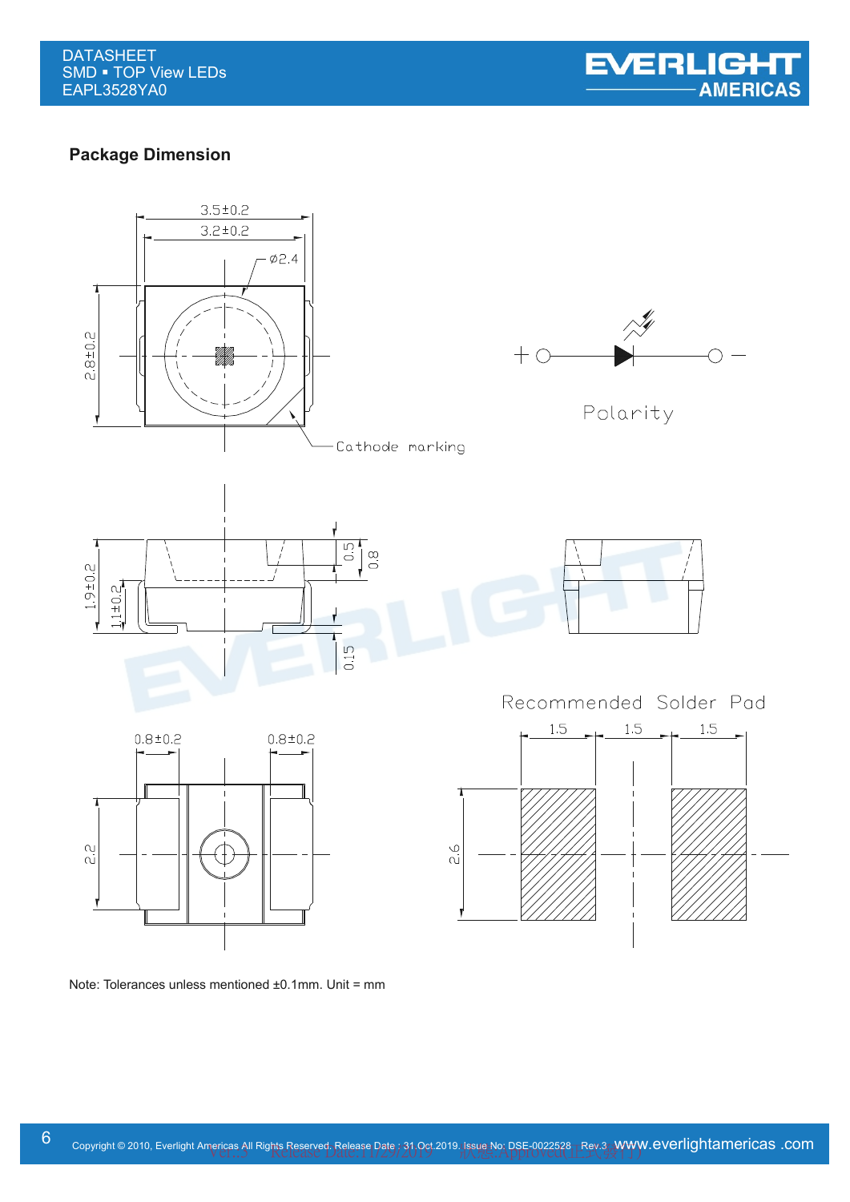## Package Dimension

Note: Tolerances unless mentioned ±0.1mm. Unit = mm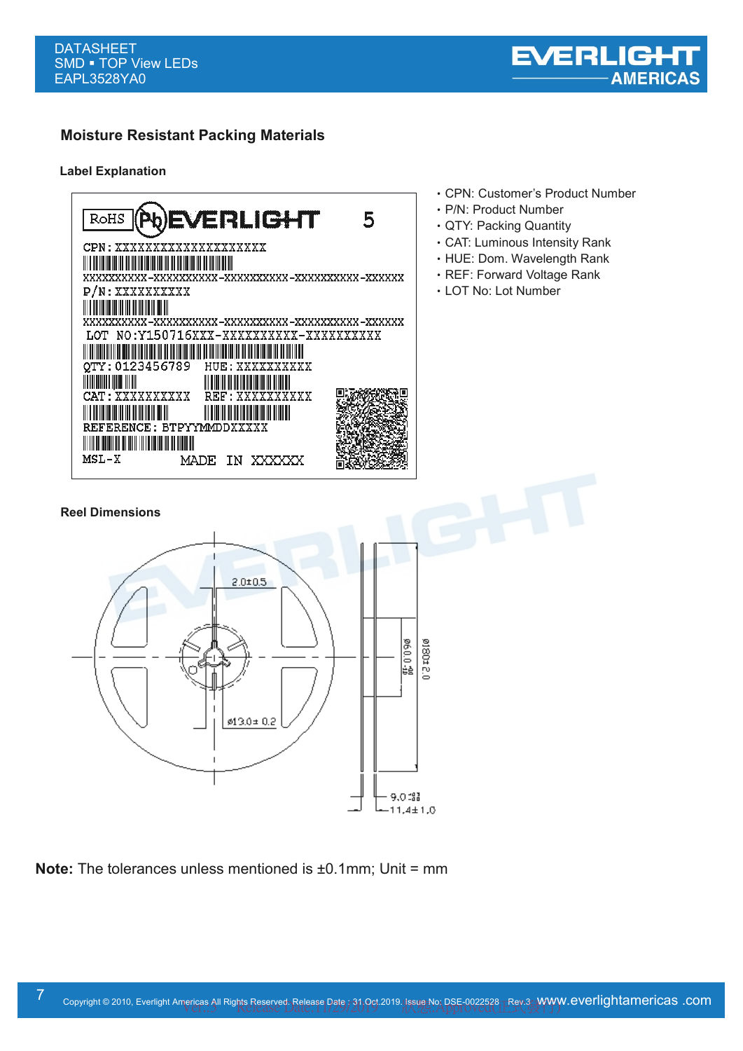## Moisture Resistant Packing Materials

### Label Explanation

- CPN: Customer's Product Number
- P/N: Product Number
- QTY: Packing Quantity
- CAT: Luminous Intensity Rank
- HUE: Dom. Wavelength Rank
- REF: Forward Voltage Rank
- LOT No: Lot Number

### Reel Dimensions

**Note:** The tolerances unless mentioned is ±0.1mm; Unit = mm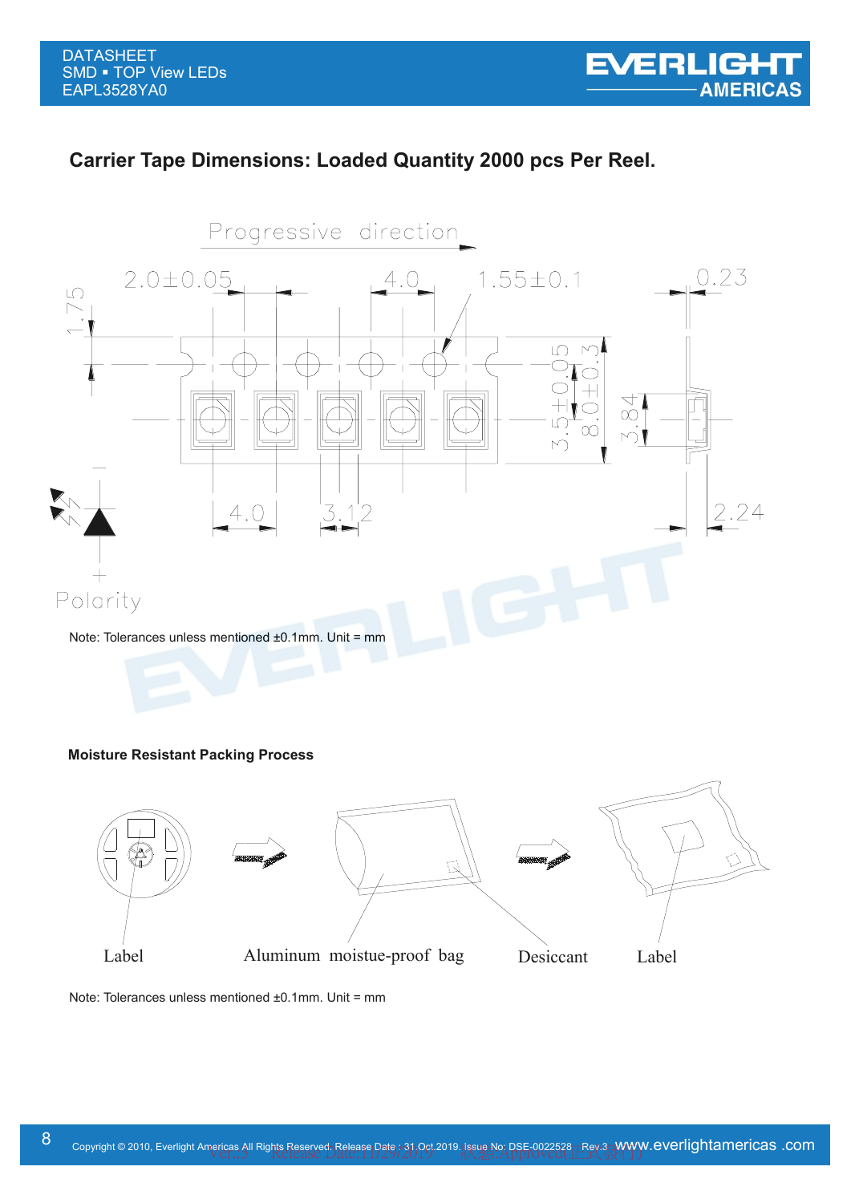## Carrier Tape Dimensions: Loaded Quantity 2000 pcs Per Reel.

Progressive direction

2.0±0.05 4.0 1.55±0.1 0.23

1.75

3.5±0.05 8.0±0.3 3.84

4.0 3.12 2.24

Polarity

Note: Tolerances unless mentioned ±0.1mm. Unit = mm

### Moisture Resistant Packing Process

Label Aluminum moistue-proof bag Desiccant Label

Note: Tolerances unless mentioned ±0.1mm. Unit = mm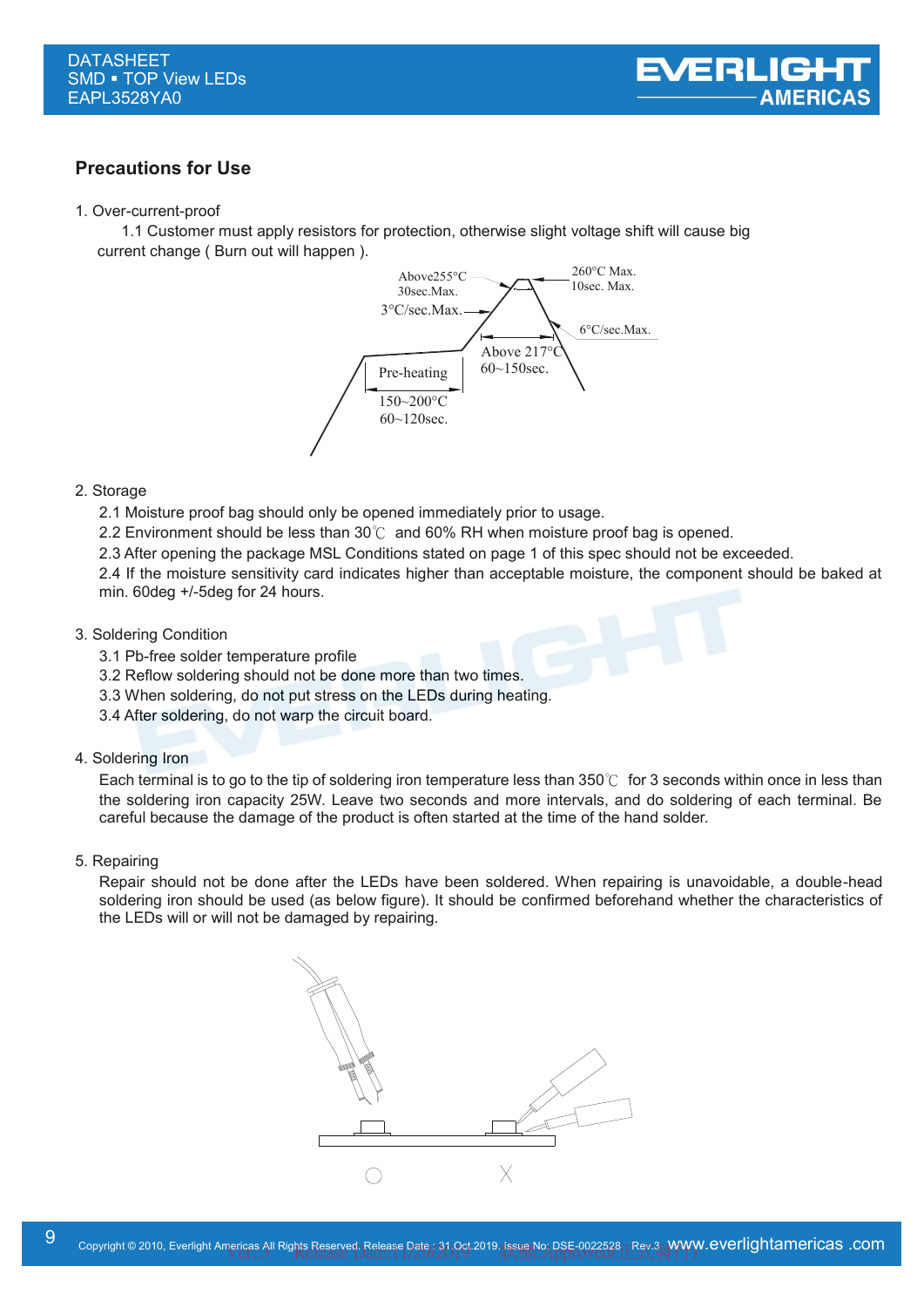## Precautions for Use

1. Over-current-proof

   1.1 Customer must apply resistors for protection, otherwise slight voltage shift will cause big current change ( Burn out will happen ).

Above255°C
30sec.Max.
3°C/sec.Max.
260°C Max.
10sec. Max.
6°C/sec.Max.
Above 217°C
60~150sec.
Pre-heating
150~200°C
60~120sec.

2. Storage

   2.1 Moisture proof bag should only be opened immediately prior to usage.

   2.2 Environment should be less than 30℃ and 60% RH when moisture proof bag is opened.

   2.3 After opening the package MSL Conditions stated on page 1 of this spec should not be exceeded.

   2.4 If the moisture sensitivity card indicates higher than acceptable moisture, the component should be baked at min. 60deg +/-5deg for 24 hours.

3. Soldering Condition

   3.1 Pb-free solder temperature profile

   3.2 Reflow soldering should not be done more than two times.

   3.3 When soldering, do not put stress on the LEDs during heating.

   3.4 After soldering, do not warp the circuit board.

4. Soldering Iron

   Each terminal is to go to the tip of soldering iron temperature less than 350℃ for 3 seconds within once in less than the soldering iron capacity 25W. Leave two seconds and more intervals, and do soldering of each terminal. Be careful because the damage of the product is often started at the time of the hand solder.

5. Repairing

   Repair should not be done after the LEDs have been soldered. When repairing is unavoidable, a double-head soldering iron should be used (as below figure). It should be confirmed beforehand whether the characteristics of the LEDs will or will not be damaged by repairing.

○ X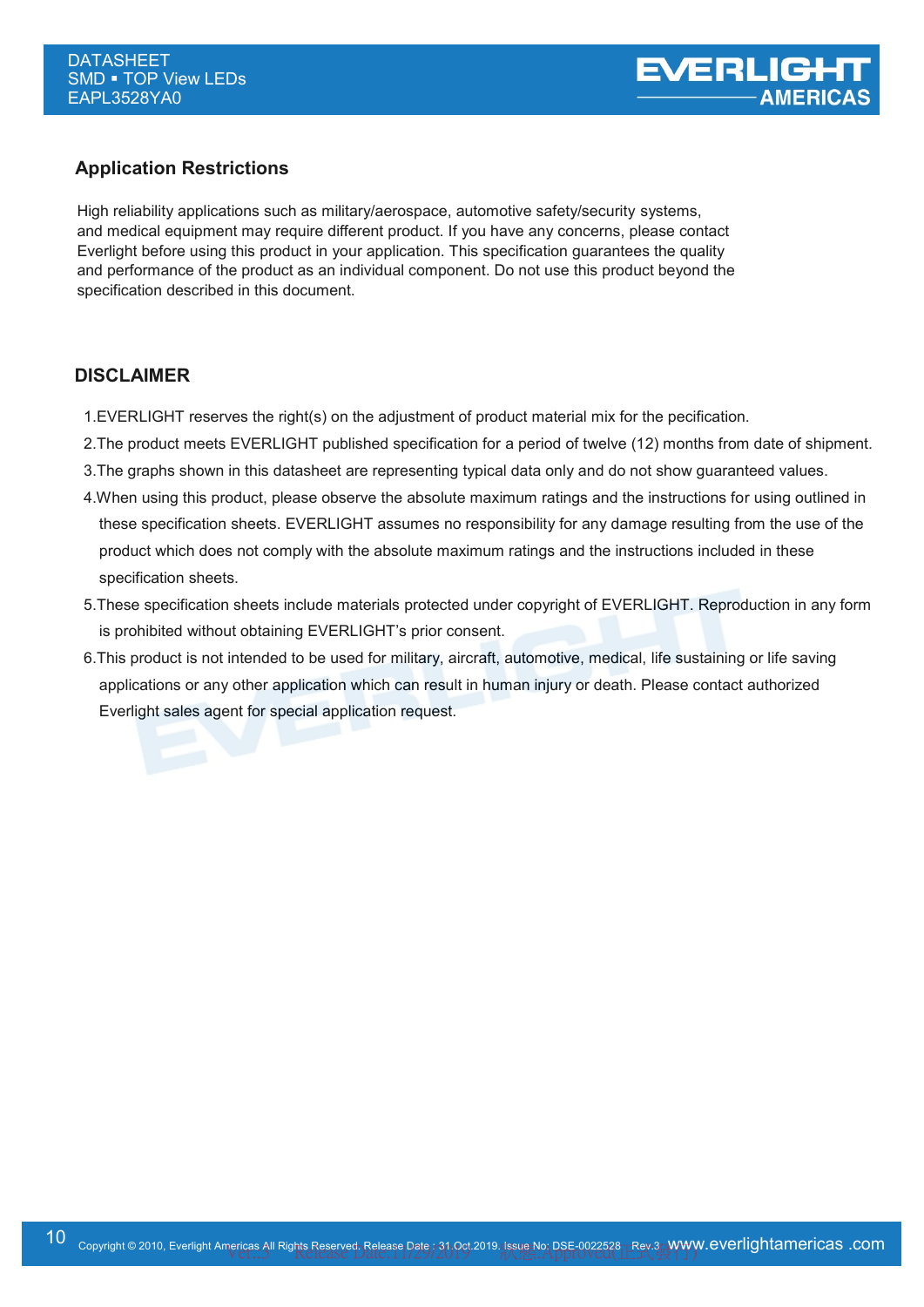## Application Restrictions

High reliability applications such as military/aerospace, automotive safety/security systems, and medical equipment may require different product. If you have any concerns, please contact Everlight before using this product in your application. This specification guarantees the quality and performance of the product as an individual component. Do not use this product beyond the specification described in this document.

## DISCLAIMER

1. EVERLIGHT reserves the right(s) on the adjustment of product material mix for the pecification.
2. The product meets EVERLIGHT published specification for a period of twelve (12) months from date of shipment.
3. The graphs shown in this datasheet are representing typical data only and do not show guaranteed values.
4. When using this product, please observe the absolute maximum ratings and the instructions for using outlined in these specification sheets. EVERLIGHT assumes no responsibility for any damage resulting from the use of the product which does not comply with the absolute maximum ratings and the instructions included in these specification sheets.
5. These specification sheets include materials protected under copyright of EVERLIGHT. Reproduction in any form is prohibited without obtaining EVERLIGHT's prior consent.
6. This product is not intended to be used for military, aircraft, automotive, medical, life sustaining or life saving applications or any other application which can result in human injury or death. Please contact authorized Everlight sales agent for special application request.